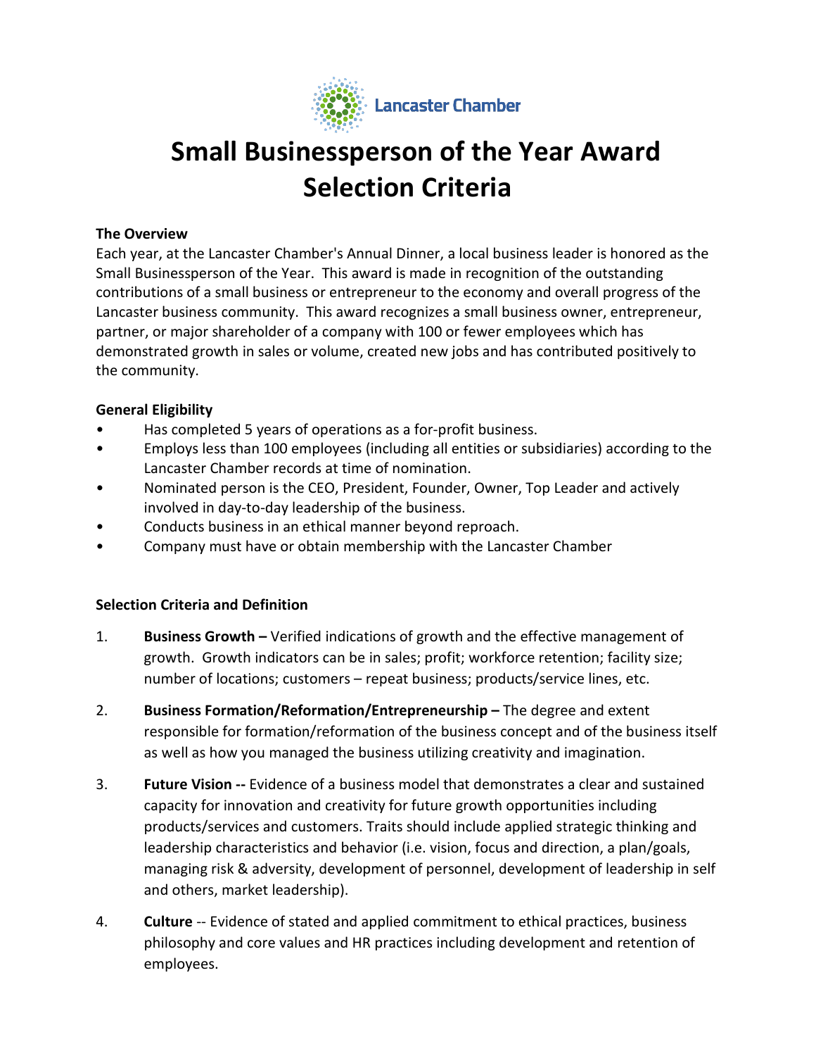Lancaster Chamber

# Small Businessperson of the Year Award Selection Criteria

**The Overview**

Each year, at the Lancaster Chamber's Annual Dinner, a local business leader is honored as the Small Businessperson of the Year. This award is made in recognition of the outstanding contributions of a small business or entrepreneur to the economy and overall progress of the Lancaster business community. This award recognizes a small business owner, entrepreneur, partner, or major shareholder of a company with 100 or fewer employees which has demonstrated growth in sales or volume, created new jobs and has contributed positively to the community.

**General Eligibility**

- Has completed 5 years of operations as a for-profit business.
- Employs less than 100 employees (including all entities or subsidiaries) according to the Lancaster Chamber records at time of nomination.
- Nominated person is the CEO, President, Founder, Owner, Top Leader and actively involved in day-to-day leadership of the business.
- Conducts business in an ethical manner beyond reproach.
- Company must have or obtain membership with the Lancaster Chamber

**Selection Criteria and Definition**

1. **Business Growth –** Verified indications of growth and the effective management of growth. Growth indicators can be in sales; profit; workforce retention; facility size; number of locations; customers – repeat business; products/service lines, etc.

2. **Business Formation/Reformation/Entrepreneurship –** The degree and extent responsible for formation/reformation of the business concept and of the business itself as well as how you managed the business utilizing creativity and imagination.

3. **Future Vision --** Evidence of a business model that demonstrates a clear and sustained capacity for innovation and creativity for future growth opportunities including products/services and customers. Traits should include applied strategic thinking and leadership characteristics and behavior (i.e. vision, focus and direction, a plan/goals, managing risk & adversity, development of personnel, development of leadership in self and others, market leadership).

4. **Culture** -- Evidence of stated and applied commitment to ethical practices, business philosophy and core values and HR practices including development and retention of employees.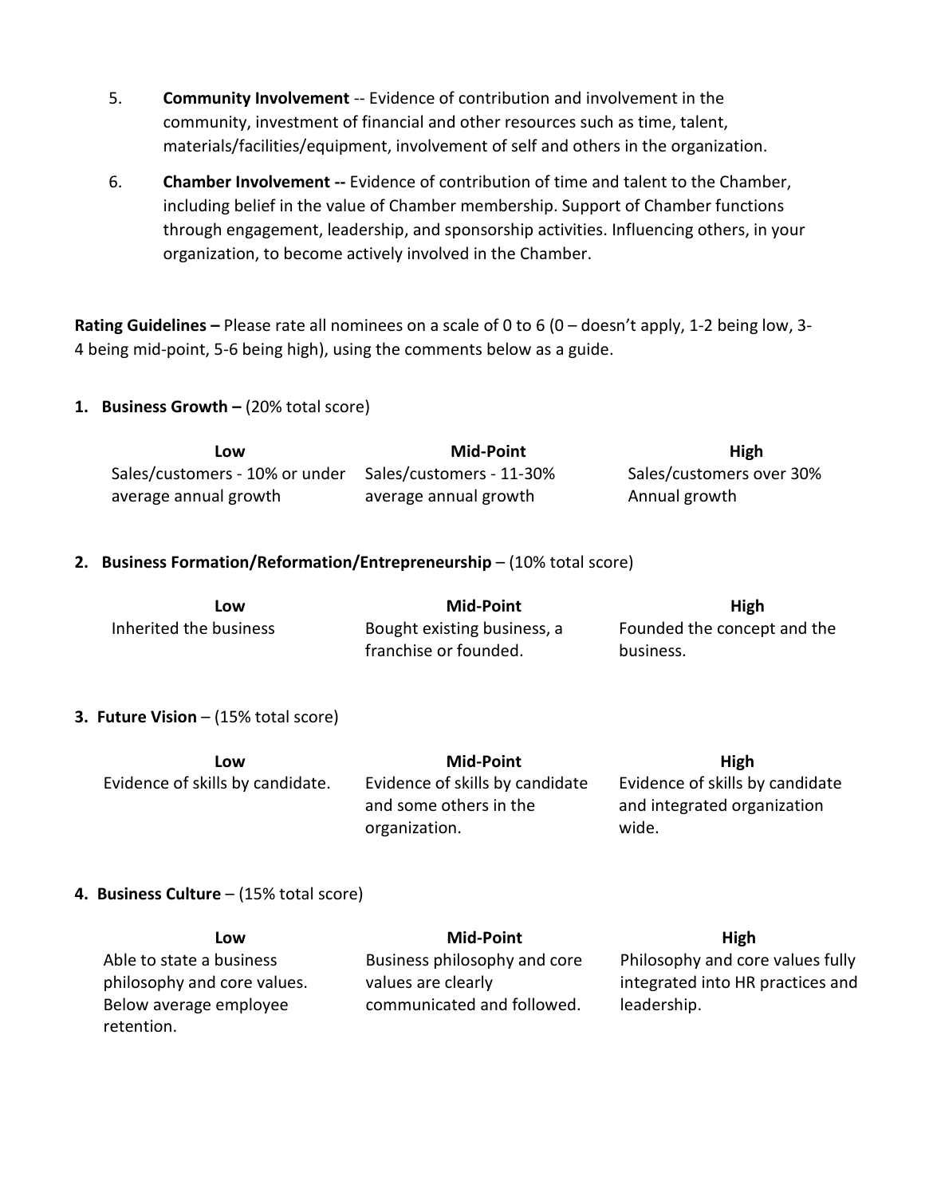5. **Community Involvement** -- Evidence of contribution and involvement in the community, investment of financial and other resources such as time, talent, materials/facilities/equipment, involvement of self and others in the organization.

6. **Chamber Involvement --** Evidence of contribution of time and talent to the Chamber, including belief in the value of Chamber membership. Support of Chamber functions through engagement, leadership, and sponsorship activities. Influencing others, in your organization, to become actively involved in the Chamber.

**Rating Guidelines –** Please rate all nominees on a scale of 0 to 6 (0 – doesn't apply, 1-2 being low, 3-4 being mid-point, 5-6 being high), using the comments below as a guide.

**1. Business Growth –** (20% total score)

| Low | Mid-Point | High |
| --- | --- | --- |
| Sales/customers - 10% or under average annual growth | Sales/customers - 11-30% average annual growth | Sales/customers over 30% Annual growth |

**2. Business Formation/Reformation/Entrepreneurship** – (10% total score)

| Low | Mid-Point | High |
| --- | --- | --- |
| Inherited the business | Bought existing business, a franchise or founded. | Founded the concept and the business. |

**3. Future Vision** – (15% total score)

| Low | Mid-Point | High |
| --- | --- | --- |
| Evidence of skills by candidate. | Evidence of skills by candidate and some others in the organization. | Evidence of skills by candidate and integrated organization wide. |

**4. Business Culture** – (15% total score)

| Low | Mid-Point | High |
| --- | --- | --- |
| Able to state a business philosophy and core values. Below average employee retention. | Business philosophy and core values are clearly communicated and followed. | Philosophy and core values fully integrated into HR practices and leadership. |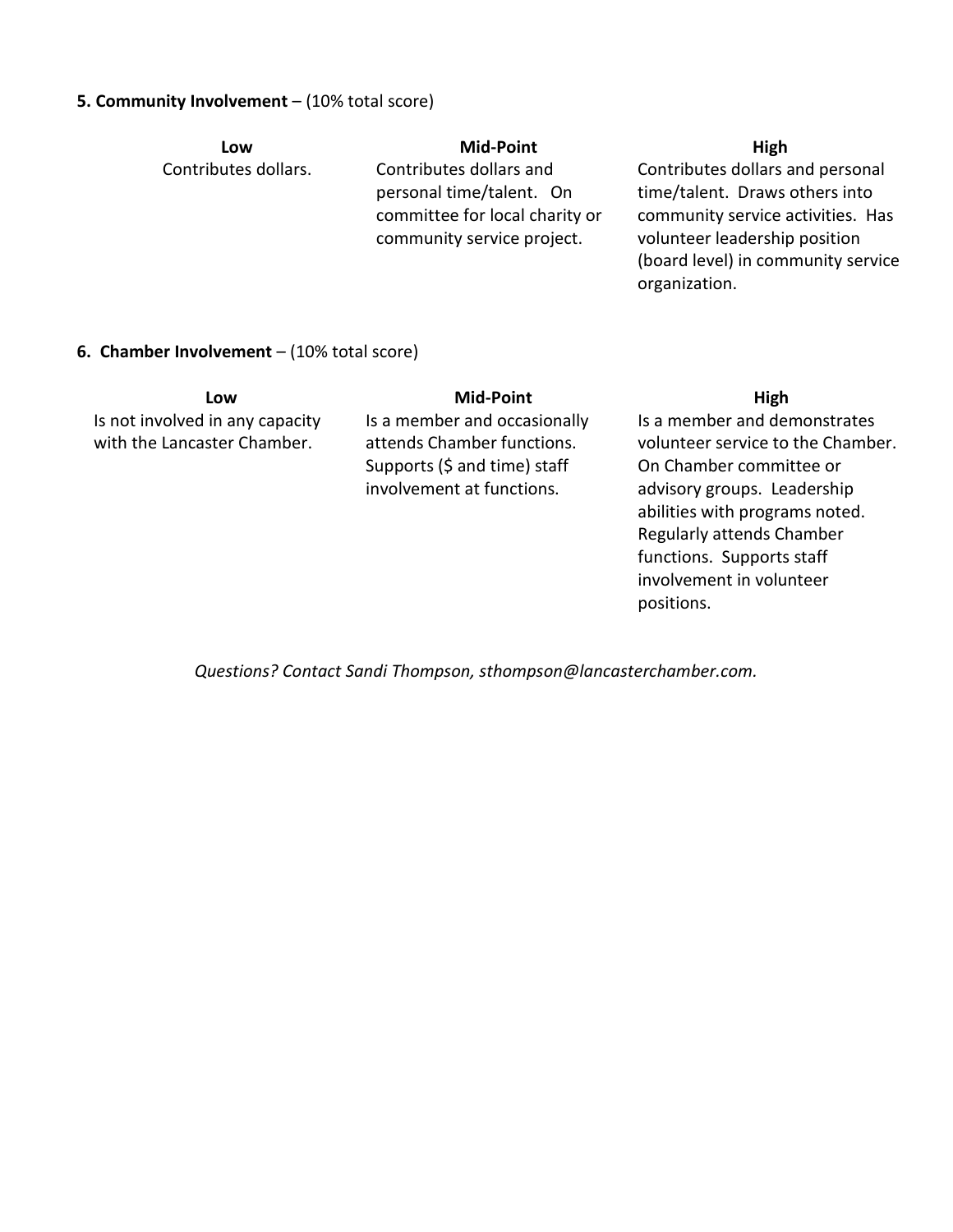**5. Community Involvement** – (10% total score)

| Low | Mid-Point | High |
|---|---|---|
| Contributes dollars. | Contributes dollars and personal time/talent. On committee for local charity or community service project. | Contributes dollars and personal time/talent. Draws others into community service activities. Has volunteer leadership position (board level) in community service organization. |

**6. Chamber Involvement** – (10% total score)

| Low | Mid-Point | High |
|---|---|---|
| Is not involved in any capacity with the Lancaster Chamber. | Is a member and occasionally attends Chamber functions. Supports ($ and time) staff involvement at functions. | Is a member and demonstrates volunteer service to the Chamber. On Chamber committee or advisory groups. Leadership abilities with programs noted. Regularly attends Chamber functions. Supports staff involvement in volunteer positions. |

*Questions? Contact Sandi Thompson, sthompson@lancasterchamber.com.*